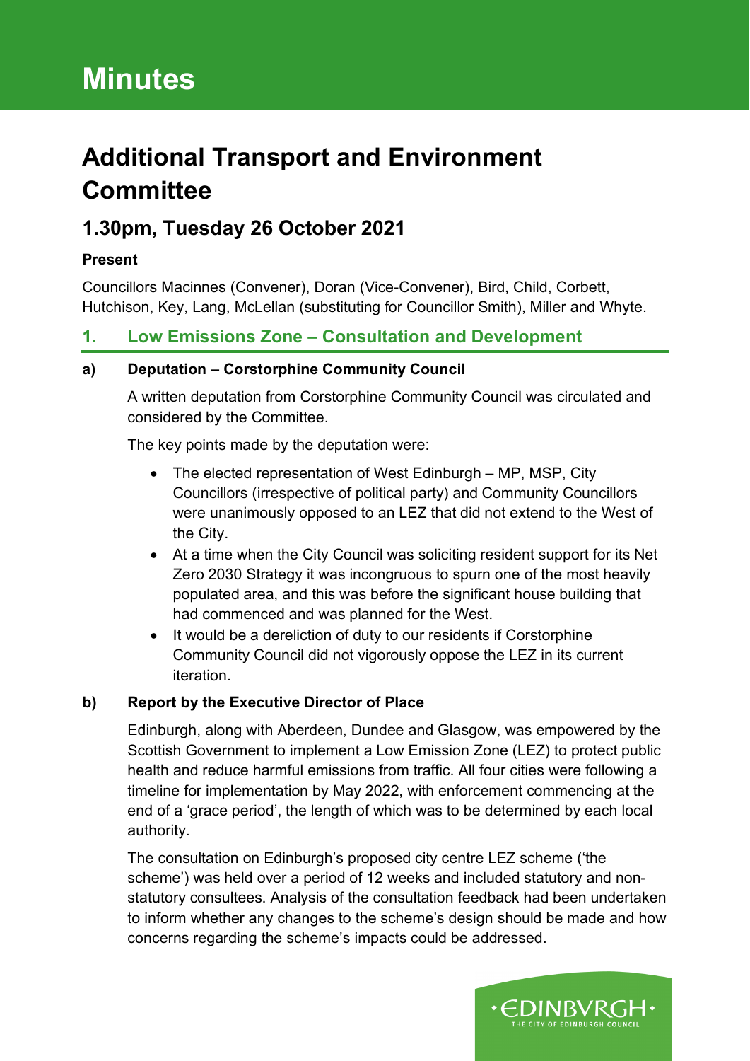# Minutes

# Additional Transport and Environment Committee

## 1.30pm, Tuesday 26 October 2021

**Present**

Councillors Macinnes (Convener), Doran (Vice-Convener), Bird, Child, Corbett, Hutchison, Key, Lang, McLellan (substituting for Councillor Smith), Miller and Whyte.

## 1. Low Emissions Zone – Consultation and Development

### a) Deputation – Corstorphine Community Council

A written deputation from Corstorphine Community Council was circulated and considered by the Committee.

The key points made by the deputation were:

- The elected representation of West Edinburgh – MP, MSP, City Councillors (irrespective of political party) and Community Councillors were unanimously opposed to an LEZ that did not extend to the West of the City.
- At a time when the City Council was soliciting resident support for its Net Zero 2030 Strategy it was incongruous to spurn one of the most heavily populated area, and this was before the significant house building that had commenced and was planned for the West.
- It would be a dereliction of duty to our residents if Corstorphine Community Council did not vigorously oppose the LEZ in its current iteration.

### b) Report by the Executive Director of Place

Edinburgh, along with Aberdeen, Dundee and Glasgow, was empowered by the Scottish Government to implement a Low Emission Zone (LEZ) to protect public health and reduce harmful emissions from traffic. All four cities were following a timeline for implementation by May 2022, with enforcement commencing at the end of a 'grace period', the length of which was to be determined by each local authority.

The consultation on Edinburgh's proposed city centre LEZ scheme ('the scheme') was held over a period of 12 weeks and included statutory and non-statutory consultees. Analysis of the consultation feedback had been undertaken to inform whether any changes to the scheme's design should be made and how concerns regarding the scheme's impacts could be addressed.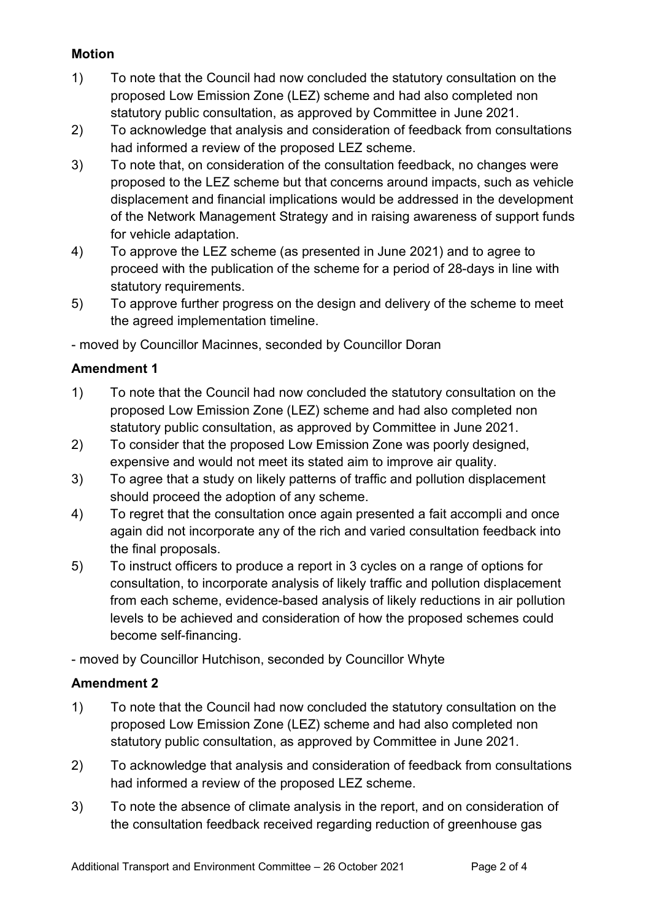**Motion**

1) To note that the Council had now concluded the statutory consultation on the proposed Low Emission Zone (LEZ) scheme and had also completed non statutory public consultation, as approved by Committee in June 2021.
2) To acknowledge that analysis and consideration of feedback from consultations had informed a review of the proposed LEZ scheme.
3) To note that, on consideration of the consultation feedback, no changes were proposed to the LEZ scheme but that concerns around impacts, such as vehicle displacement and financial implications would be addressed in the development of the Network Management Strategy and in raising awareness of support funds for vehicle adaptation.
4) To approve the LEZ scheme (as presented in June 2021) and to agree to proceed with the publication of the scheme for a period of 28-days in line with statutory requirements.
5) To approve further progress on the design and delivery of the scheme to meet the agreed implementation timeline.

- moved by Councillor Macinnes, seconded by Councillor Doran

**Amendment 1**

1) To note that the Council had now concluded the statutory consultation on the proposed Low Emission Zone (LEZ) scheme and had also completed non statutory public consultation, as approved by Committee in June 2021.
2) To consider that the proposed Low Emission Zone was poorly designed, expensive and would not meet its stated aim to improve air quality.
3) To agree that a study on likely patterns of traffic and pollution displacement should proceed the adoption of any scheme.
4) To regret that the consultation once again presented a fait accompli and once again did not incorporate any of the rich and varied consultation feedback into the final proposals.
5) To instruct officers to produce a report in 3 cycles on a range of options for consultation, to incorporate analysis of likely traffic and pollution displacement from each scheme, evidence-based analysis of likely reductions in air pollution levels to be achieved and consideration of how the proposed schemes could become self-financing.

- moved by Councillor Hutchison, seconded by Councillor Whyte

**Amendment 2**

1) To note that the Council had now concluded the statutory consultation on the proposed Low Emission Zone (LEZ) scheme and had also completed non statutory public consultation, as approved by Committee in June 2021.

2) To acknowledge that analysis and consideration of feedback from consultations had informed a review of the proposed LEZ scheme.

3) To note the absence of climate analysis in the report, and on consideration of the consultation feedback received regarding reduction of greenhouse gas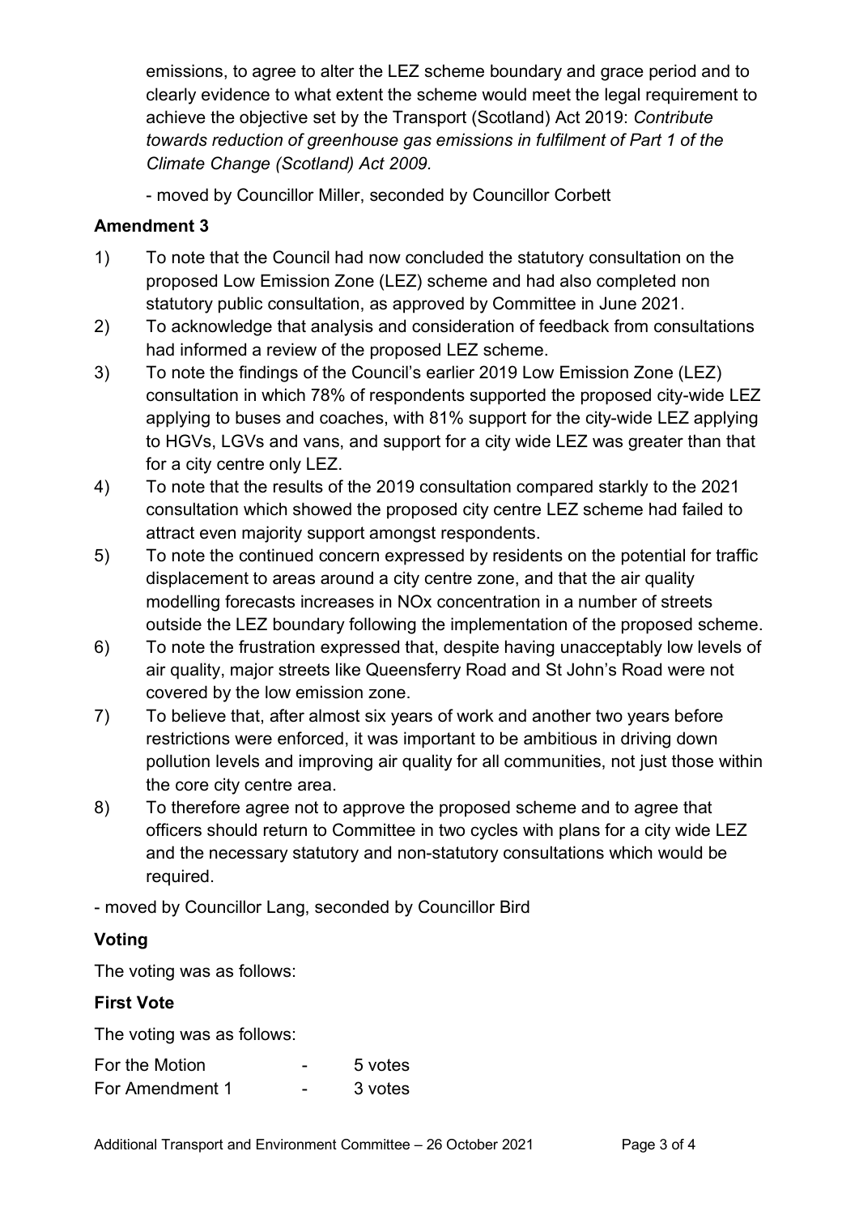emissions, to agree to alter the LEZ scheme boundary and grace period and to clearly evidence to what extent the scheme would meet the legal requirement to achieve the objective set by the Transport (Scotland) Act 2019: *Contribute towards reduction of greenhouse gas emissions in fulfilment of Part 1 of the Climate Change (Scotland) Act 2009.*

- moved by Councillor Miller, seconded by Councillor Corbett

### Amendment 3

1) To note that the Council had now concluded the statutory consultation on the proposed Low Emission Zone (LEZ) scheme and had also completed non statutory public consultation, as approved by Committee in June 2021.
2) To acknowledge that analysis and consideration of feedback from consultations had informed a review of the proposed LEZ scheme.
3) To note the findings of the Council's earlier 2019 Low Emission Zone (LEZ) consultation in which 78% of respondents supported the proposed city-wide LEZ applying to buses and coaches, with 81% support for the city-wide LEZ applying to HGVs, LGVs and vans, and support for a city wide LEZ was greater than that for a city centre only LEZ.
4) To note that the results of the 2019 consultation compared starkly to the 2021 consultation which showed the proposed city centre LEZ scheme had failed to attract even majority support amongst respondents.
5) To note the continued concern expressed by residents on the potential for traffic displacement to areas around a city centre zone, and that the air quality modelling forecasts increases in NOx concentration in a number of streets outside the LEZ boundary following the implementation of the proposed scheme.
6) To note the frustration expressed that, despite having unacceptably low levels of air quality, major streets like Queensferry Road and St John's Road were not covered by the low emission zone.
7) To believe that, after almost six years of work and another two years before restrictions were enforced, it was important to be ambitious in driving down pollution levels and improving air quality for all communities, not just those within the core city centre area.
8) To therefore agree not to approve the proposed scheme and to agree that officers should return to Committee in two cycles with plans for a city wide LEZ and the necessary statutory and non-statutory consultations which would be required.

- moved by Councillor Lang, seconded by Councillor Bird

### Voting

The voting was as follows:

### First Vote

The voting was as follows:

| | | |
|---|---|---|
| For the Motion | - | 5 votes |
| For Amendment 1 | - | 3 votes |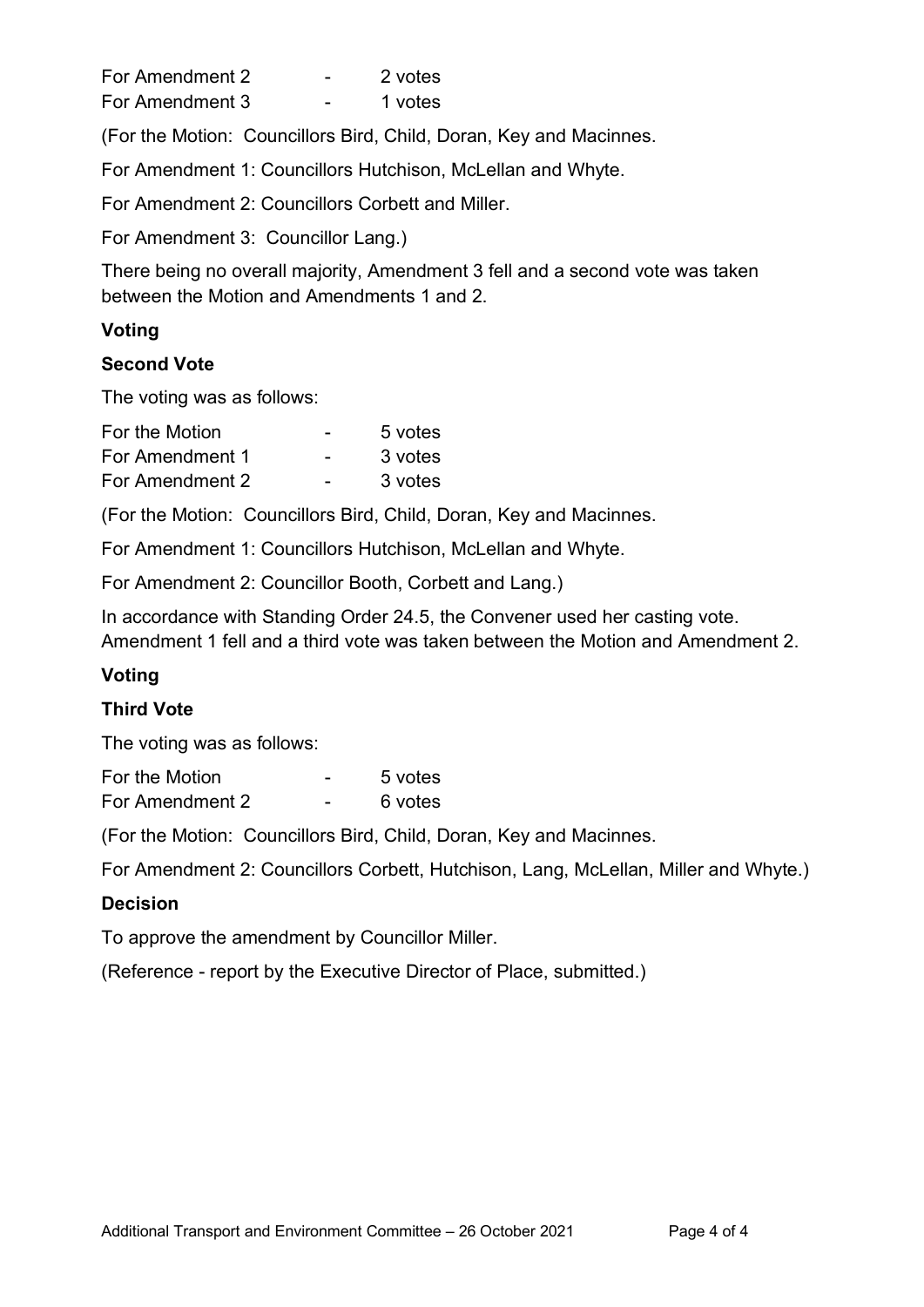For Amendment 2 - 2 votes
For Amendment 3 - 1 votes

(For the Motion: Councillors Bird, Child, Doran, Key and Macinnes.

For Amendment 1: Councillors Hutchison, McLellan and Whyte.

For Amendment 2: Councillors Corbett and Miller.

For Amendment 3: Councillor Lang.)

There being no overall majority, Amendment 3 fell and a second vote was taken between the Motion and Amendments 1 and 2.

### Voting

### Second Vote

The voting was as follows:

For the Motion - 5 votes
For Amendment 1 - 3 votes
For Amendment 2 - 3 votes

(For the Motion: Councillors Bird, Child, Doran, Key and Macinnes.

For Amendment 1: Councillors Hutchison, McLellan and Whyte.

For Amendment 2: Councillor Booth, Corbett and Lang.)

In accordance with Standing Order 24.5, the Convener used her casting vote. Amendment 1 fell and a third vote was taken between the Motion and Amendment 2.

### Voting

### Third Vote

The voting was as follows:

For the Motion - 5 votes
For Amendment 2 - 6 votes

(For the Motion: Councillors Bird, Child, Doran, Key and Macinnes.

For Amendment 2: Councillors Corbett, Hutchison, Lang, McLellan, Miller and Whyte.)

### Decision

To approve the amendment by Councillor Miller.

(Reference - report by the Executive Director of Place, submitted.)